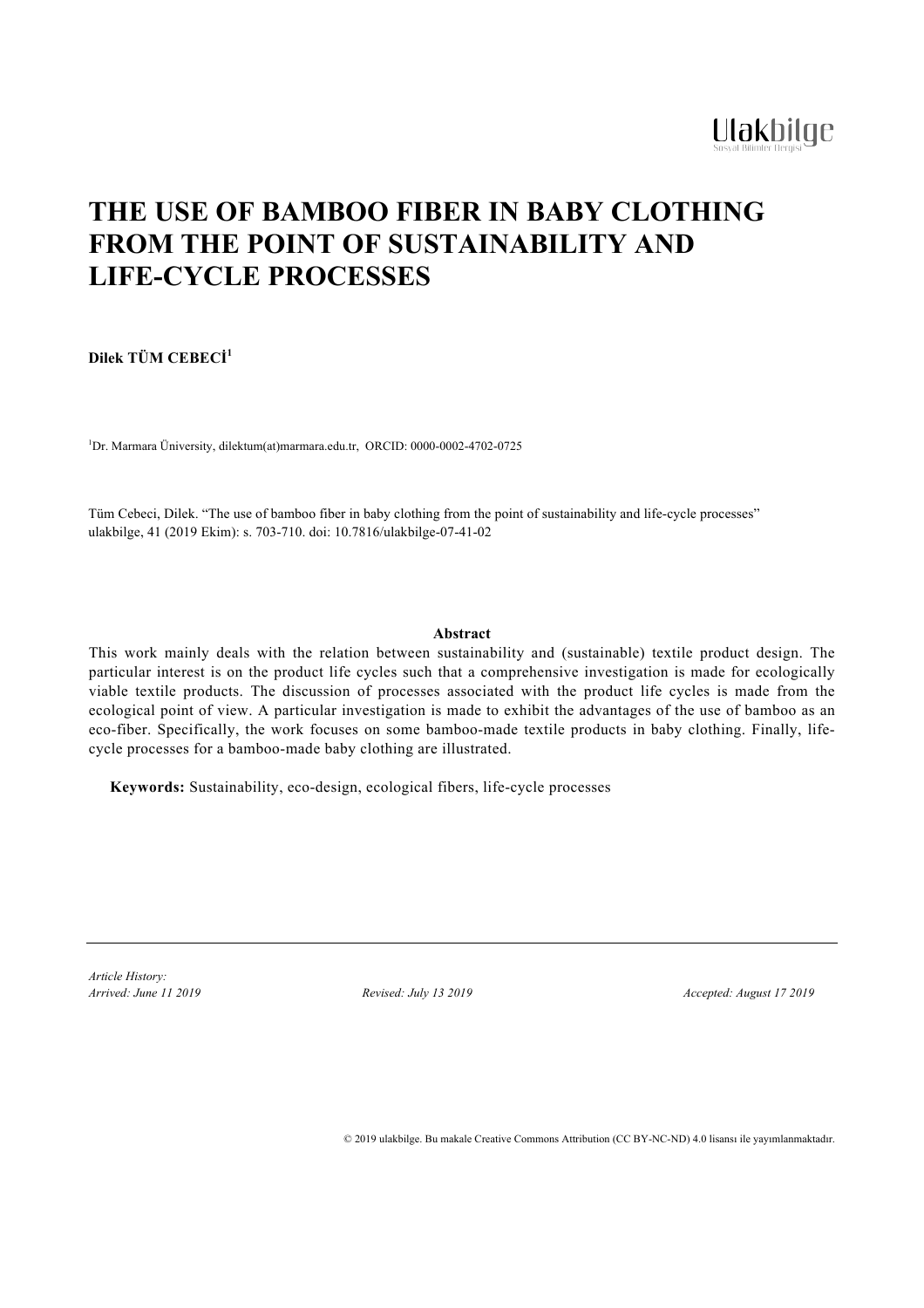# THE USE OF BAMBOO FIBER IN BABY CLOTHING FROM THE POINT OF SUSTAINABILITY AND LIFE-CYCLE PROCESSES

**Dilek TÜM CEBECİ**[1]

[1]Dr. Marmara Üniversity, dilektum(at)marmara.edu.tr, ORCID: 0000-0002-4702-0725

Tüm Cebeci, Dilek. "The use of bamboo fiber in baby clothing from the point of sustainability and life-cycle processes" ulakbilge, 41 (2019 Ekim): s. 703-710. doi: 10.7816/ulakbilge-07-41-02

**Abstract**

This work mainly deals with the relation between sustainability and (sustainable) textile product design. The particular interest is on the product life cycles such that a comprehensive investigation is made for ecologically viable textile products. The discussion of processes associated with the product life cycles is made from the ecological point of view. A particular investigation is made to exhibit the advantages of the use of bamboo as an eco-fiber. Specifically, the work focuses on some bamboo-made textile products in baby clothing. Finally, life-cycle processes for a bamboo-made baby clothing are illustrated.

**Keywords:** Sustainability, eco-design, ecological fibers, life-cycle processes

---

*Article History:*
*Arrived: June 11 2019* *Revised: July 13 2019* *Accepted: August 17 2019*

© 2019 ulakbilge. Bu makale Creative Commons Attribution (CC BY-NC-ND) 4.0 lisansı ile yayımlanmaktadır.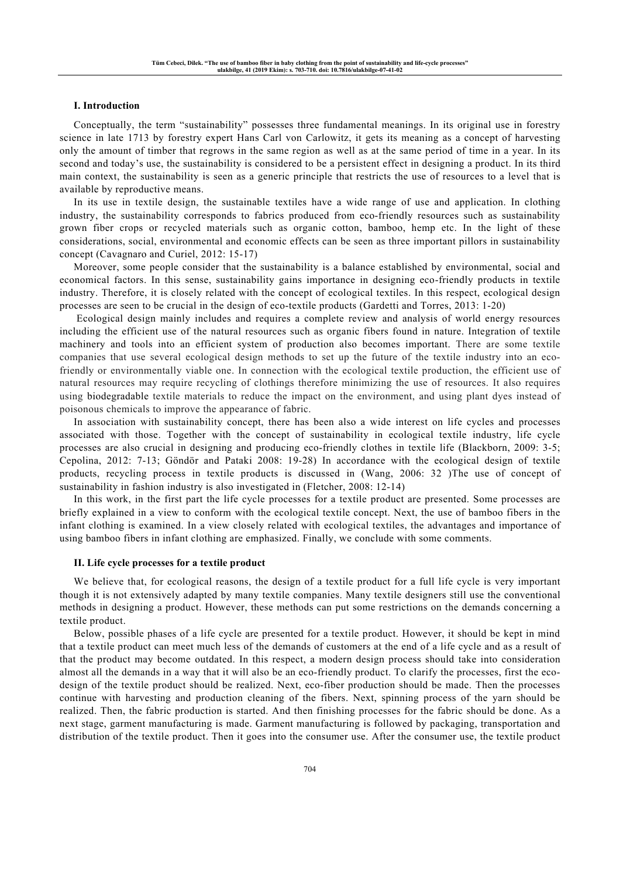## I. Introduction

Conceptually, the term "sustainability" possesses three fundamental meanings. In its original use in forestry science in late 1713 by forestry expert Hans Carl von Carlowitz, it gets its meaning as a concept of harvesting only the amount of timber that regrows in the same region as well as at the same period of time in a year. In its second and today's use, the sustainability is considered to be a persistent effect in designing a product. In its third main context, the sustainability is seen as a generic principle that restricts the use of resources to a level that is available by reproductive means.

In its use in textile design, the sustainable textiles have a wide range of use and application. In clothing industry, the sustainability corresponds to fabrics produced from eco-friendly resources such as sustainability grown fiber crops or recycled materials such as organic cotton, bamboo, hemp etc. In the light of these considerations, social, environmental and economic effects can be seen as three important pillors in sustainability concept (Cavagnaro and Curiel, 2012: 15-17)

Moreover, some people consider that the sustainability is a balance established by environmental, social and economical factors. In this sense, sustainability gains importance in designing eco-friendly products in textile industry. Therefore, it is closely related with the concept of ecological textiles. In this respect, ecological design processes are seen to be crucial in the design of eco-textile products (Gardetti and Torres, 2013: 1-20)

Ecological design mainly includes and requires a complete review and analysis of world energy resources including the efficient use of the natural resources such as organic fibers found in nature. Integration of textile machinery and tools into an efficient system of production also becomes important. There are some textile companies that use several ecological design methods to set up the future of the textile industry into an eco-friendly or environmentally viable one. In connection with the ecological textile production, the efficient use of natural resources may require recycling of clothings therefore minimizing the use of resources. It also requires using biodegradable textile materials to reduce the impact on the environment, and using plant dyes instead of poisonous chemicals to improve the appearance of fabric.

In association with sustainability concept, there has been also a wide interest on life cycles and processes associated with those. Together with the concept of sustainability in ecological textile industry, life cycle processes are also crucial in designing and producing eco-friendly clothes in textile life (Blackborn, 2009: 3-5; Cepolina, 2012: 7-13; Göndör and Pataki 2008: 19-28) In accordance with the ecological design of textile products, recycling process in textile products is discussed in (Wang, 2006: 32 )The use of concept of sustainability in fashion industry is also investigated in (Fletcher, 2008: 12-14)

In this work, in the first part the life cycle processes for a textile product are presented. Some processes are briefly explained in a view to conform with the ecological textile concept. Next, the use of bamboo fibers in the infant clothing is examined. In a view closely related with ecological textiles, the advantages and importance of using bamboo fibers in infant clothing are emphasized. Finally, we conclude with some comments.

## II. Life cycle processes for a textile product

We believe that, for ecological reasons, the design of a textile product for a full life cycle is very important though it is not extensively adapted by many textile companies. Many textile designers still use the conventional methods in designing a product. However, these methods can put some restrictions on the demands concerning a textile product.

Below, possible phases of a life cycle are presented for a textile product. However, it should be kept in mind that a textile product can meet much less of the demands of customers at the end of a life cycle and as a result of that the product may become outdated. In this respect, a modern design process should take into consideration almost all the demands in a way that it will also be an eco-friendly product. To clarify the processes, first the eco-design of the textile product should be realized. Next, eco-fiber production should be made. Then the processes continue with harvesting and production cleaning of the fibers. Next, spinning process of the yarn should be realized. Then, the fabric production is started. And then finishing processes for the fabric should be done. As a next stage, garment manufacturing is made. Garment manufacturing is followed by packaging, transportation and distribution of the textile product. Then it goes into the consumer use. After the consumer use, the textile product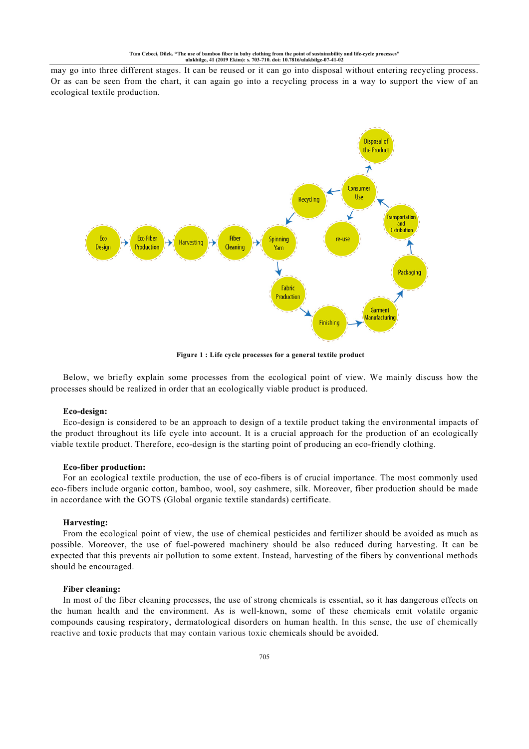may go into three different stages. It can be reused or it can go into disposal without entering recycling process. Or as can be seen from the chart, it can again go into a recycling process in a way to support the view of an ecological textile production.

**Figure 1 : Life cycle processes for a general textile product**

Below, we briefly explain some processes from the ecological point of view. We mainly discuss how the processes should be realized in order that an ecologically viable product is produced.

**Eco-design:**

Eco-design is considered to be an approach to design of a textile product taking the environmental impacts of the product throughout its life cycle into account. It is a crucial approach for the production of an ecologically viable textile product. Therefore, eco-design is the starting point of producing an eco-friendly clothing.

**Eco-fiber production:**

For an ecological textile production, the use of eco-fibers is of crucial importance. The most commonly used eco-fibers include organic cotton, bamboo, wool, soy cashmere, silk. Moreover, fiber production should be made in accordance with the GOTS (Global organic textile standards) certificate.

**Harvesting:**

From the ecological point of view, the use of chemical pesticides and fertilizer should be avoided as much as possible. Moreover, the use of fuel-powered machinery should be also reduced during harvesting. It can be expected that this prevents air pollution to some extent. Instead, harvesting of the fibers by conventional methods should be encouraged.

**Fiber cleaning:**

In most of the fiber cleaning processes, the use of strong chemicals is essential, so it has dangerous effects on the human health and the environment. As is well-known, some of these chemicals emit volatile organic compounds causing respiratory, dermatological disorders on human health. In this sense, the use of chemically reactive and toxic products that may contain various toxic chemicals should be avoided.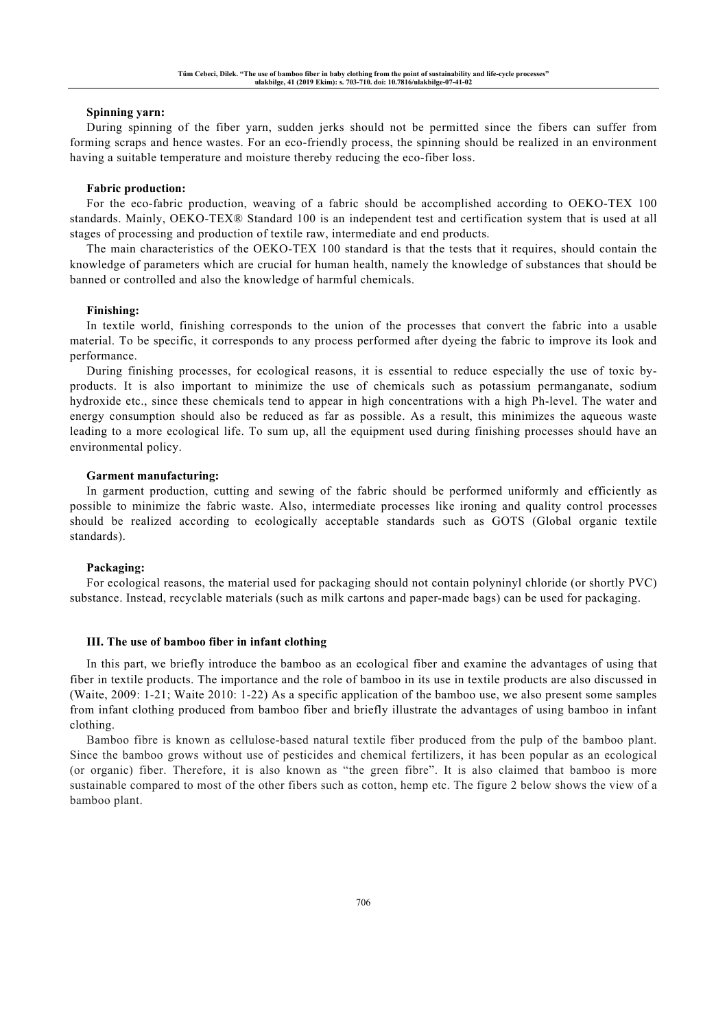**Spinning yarn:**

During spinning of the fiber yarn, sudden jerks should not be permitted since the fibers can suffer from forming scraps and hence wastes. For an eco-friendly process, the spinning should be realized in an environment having a suitable temperature and moisture thereby reducing the eco-fiber loss.

**Fabric production:**

For the eco-fabric production, weaving of a fabric should be accomplished according to OEKO-TEX 100 standards. Mainly, OEKO-TEX® Standard 100 is an independent test and certification system that is used at all stages of processing and production of textile raw, intermediate and end products.

The main characteristics of the OEKO-TEX 100 standard is that the tests that it requires, should contain the knowledge of parameters which are crucial for human health, namely the knowledge of substances that should be banned or controlled and also the knowledge of harmful chemicals.

**Finishing:**

In textile world, finishing corresponds to the union of the processes that convert the fabric into a usable material. To be specific, it corresponds to any process performed after dyeing the fabric to improve its look and performance.

During finishing processes, for ecological reasons, it is essential to reduce especially the use of toxic by-products. It is also important to minimize the use of chemicals such as potassium permanganate, sodium hydroxide etc., since these chemicals tend to appear in high concentrations with a high Ph-level. The water and energy consumption should also be reduced as far as possible. As a result, this minimizes the aqueous waste leading to a more ecological life. To sum up, all the equipment used during finishing processes should have an environmental policy.

**Garment manufacturing:**

In garment production, cutting and sewing of the fabric should be performed uniformly and efficiently as possible to minimize the fabric waste. Also, intermediate processes like ironing and quality control processes should be realized according to ecologically acceptable standards such as GOTS (Global organic textile standards).

**Packaging:**

For ecological reasons, the material used for packaging should not contain polyninyl chloride (or shortly PVC) substance. Instead, recyclable materials (such as milk cartons and paper-made bags) can be used for packaging.

**III. The use of bamboo fiber in infant clothing**

In this part, we briefly introduce the bamboo as an ecological fiber and examine the advantages of using that fiber in textile products. The importance and the role of bamboo in its use in textile products are also discussed in (Waite, 2009: 1-21; Waite 2010: 1-22) As a specific application of the bamboo use, we also present some samples from infant clothing produced from bamboo fiber and briefly illustrate the advantages of using bamboo in infant clothing.

Bamboo fibre is known as cellulose-based natural textile fiber produced from the pulp of the bamboo plant. Since the bamboo grows without use of pesticides and chemical fertilizers, it has been popular as an ecological (or organic) fiber. Therefore, it is also known as "the green fibre". It is also claimed that bamboo is more sustainable compared to most of the other fibers such as cotton, hemp etc. The figure 2 below shows the view of a bamboo plant.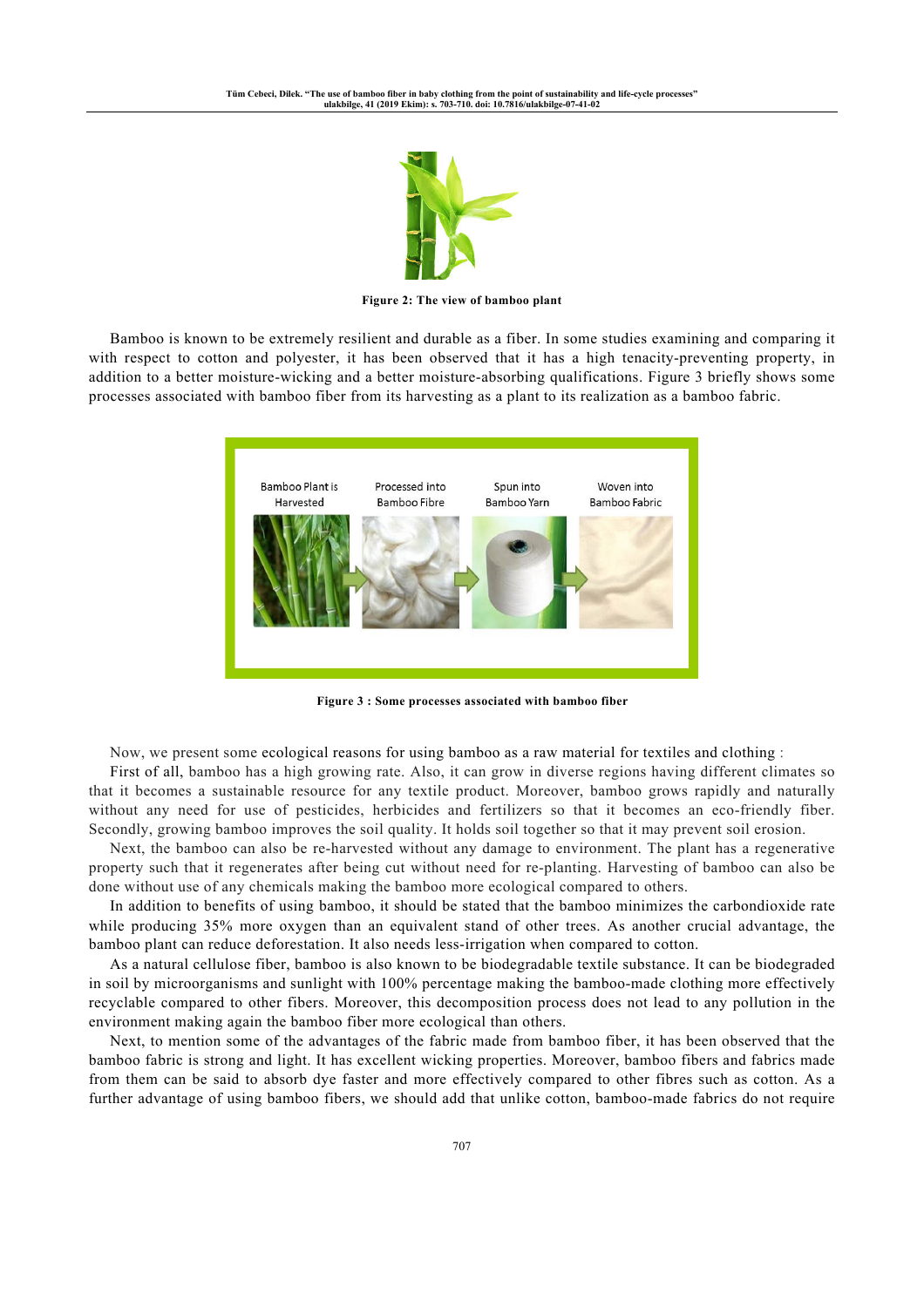Figure 2: The view of bamboo plant

Bamboo is known to be extremely resilient and durable as a fiber. In some studies examining and comparing it with respect to cotton and polyester, it has been observed that it has a high tenacity-preventing property, in addition to a better moisture-wicking and a better moisture-absorbing qualifications. Figure 3 briefly shows some processes associated with bamboo fiber from its harvesting as a plant to its realization as a bamboo fabric.

Figure 3 : Some processes associated with bamboo fiber

Now, we present some ecological reasons for using bamboo as a raw material for textiles and clothing :

First of all, bamboo has a high growing rate. Also, it can grow in diverse regions having different climates so that it becomes a sustainable resource for any textile product. Moreover, bamboo grows rapidly and naturally without any need for use of pesticides, herbicides and fertilizers so that it becomes an eco-friendly fiber. Secondly, growing bamboo improves the soil quality. It holds soil together so that it may prevent soil erosion.

Next, the bamboo can also be re-harvested without any damage to environment. The plant has a regenerative property such that it regenerates after being cut without need for re-planting. Harvesting of bamboo can also be done without use of any chemicals making the bamboo more ecological compared to others.

In addition to benefits of using bamboo, it should be stated that the bamboo minimizes the carbondioxide rate while producing 35% more oxygen than an equivalent stand of other trees. As another crucial advantage, the bamboo plant can reduce deforestation. It also needs less-irrigation when compared to cotton.

As a natural cellulose fiber, bamboo is also known to be biodegradable textile substance. It can be biodegraded in soil by microorganisms and sunlight with 100% percentage making the bamboo-made clothing more effectively recyclable compared to other fibers. Moreover, this decomposition process does not lead to any pollution in the environment making again the bamboo fiber more ecological than others.

Next, to mention some of the advantages of the fabric made from bamboo fiber, it has been observed that the bamboo fabric is strong and light. It has excellent wicking properties. Moreover, bamboo fibers and fabrics made from them can be said to absorb dye faster and more effectively compared to other fibres such as cotton. As a further advantage of using bamboo fibers, we should add that unlike cotton, bamboo-made fabrics do not require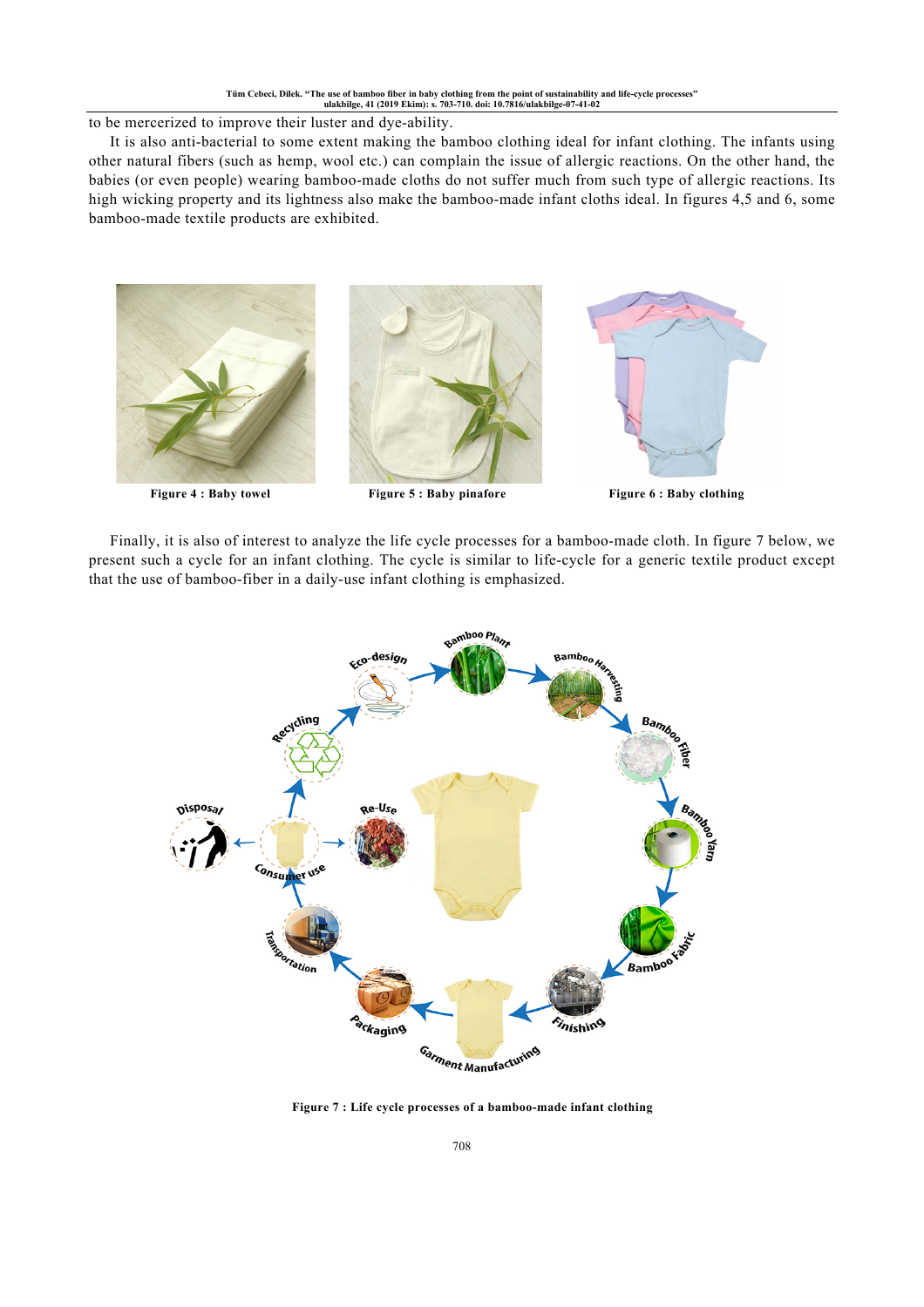to be mercerized to improve their luster and dye-ability.

It is also anti-bacterial to some extent making the bamboo clothing ideal for infant clothing. The infants using other natural fibers (such as hemp, wool etc.) can complain the issue of allergic reactions. On the other hand, the babies (or even people) wearing bamboo-made cloths do not suffer much from such type of allergic reactions. Its high wicking property and its lightness also make the bamboo-made infant cloths ideal. In figures 4,5 and 6, some bamboo-made textile products are exhibited.

**Figure 4 : Baby towel**

**Figure 5 : Baby pinafore**

**Figure 6 : Baby clothing**

Finally, it is also of interest to analyze the life cycle processes for a bamboo-made cloth. In figure 7 below, we present such a cycle for an infant clothing. The cycle is similar to life-cycle for a generic textile product except that the use of bamboo-fiber in a daily-use infant clothing is emphasized.

**Figure 7 : Life cycle processes of a bamboo-made infant clothing**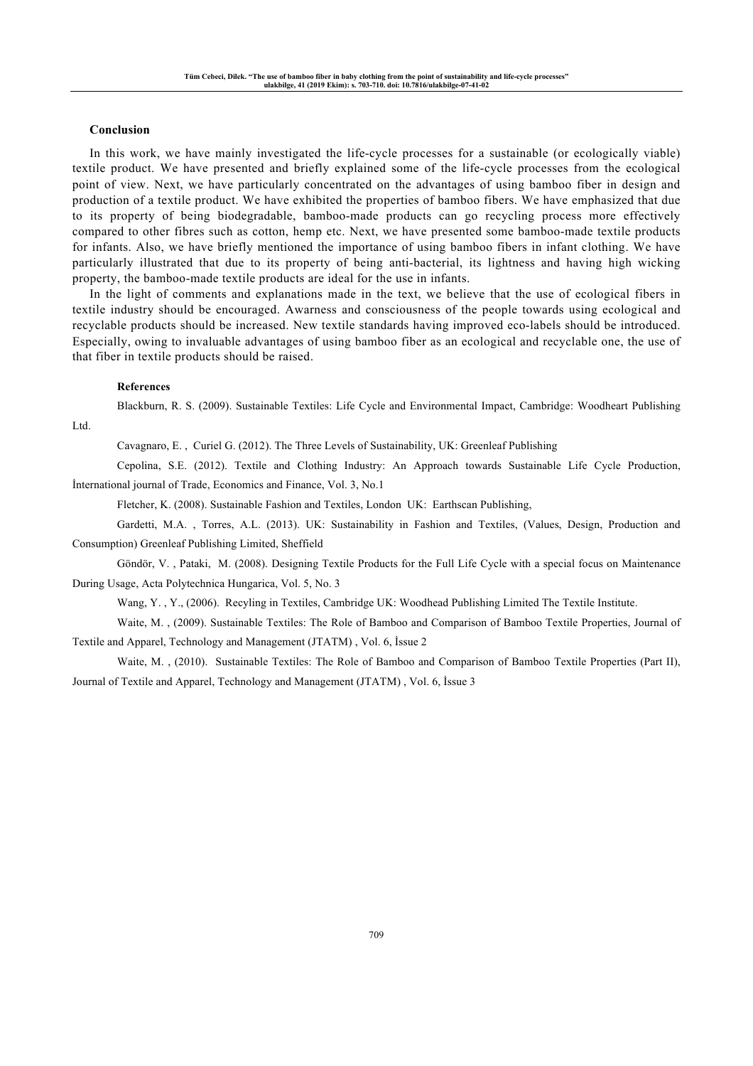## Conclusion

In this work, we have mainly investigated the life-cycle processes for a sustainable (or ecologically viable) textile product. We have presented and briefly explained some of the life-cycle processes from the ecological point of view. Next, we have particularly concentrated on the advantages of using bamboo fiber in design and production of a textile product. We have exhibited the properties of bamboo fibers. We have emphasized that due to its property of being biodegradable, bamboo-made products can go recycling process more effectively compared to other fibres such as cotton, hemp etc. Next, we have presented some bamboo-made textile products for infants. Also, we have briefly mentioned the importance of using bamboo fibers in infant clothing. We have particularly illustrated that due to its property of being anti-bacterial, its lightness and having high wicking property, the bamboo-made textile products are ideal for the use in infants.

In the light of comments and explanations made in the text, we believe that the use of ecological fibers in textile industry should be encouraged. Awarness and consciousness of the people towards using ecological and recyclable products should be increased. New textile standards having improved eco-labels should be introduced. Especially, owing to invaluable advantages of using bamboo fiber as an ecological and recyclable one, the use of that fiber in textile products should be raised.

### References

Blackburn, R. S. (2009). Sustainable Textiles: Life Cycle and Environmental Impact, Cambridge: Woodheart Publishing Ltd.

Cavagnaro, E. , Curiel G. (2012). The Three Levels of Sustainability, UK: Greenleaf Publishing

Cepolina, S.E. (2012). Textile and Clothing Industry: An Approach towards Sustainable Life Cycle Production, İnternational journal of Trade, Economics and Finance, Vol. 3, No.1

Fletcher, K. (2008). Sustainable Fashion and Textiles, London UK: Earthscan Publishing,

Gardetti, M.A. , Torres, A.L. (2013). UK: Sustainability in Fashion and Textiles, (Values, Design, Production and Consumption) Greenleaf Publishing Limited, Sheffield

Göndör, V. , Pataki, M. (2008). Designing Textile Products for the Full Life Cycle with a special focus on Maintenance During Usage, Acta Polytechnica Hungarica, Vol. 5, No. 3

Wang, Y. , Y., (2006). Recyling in Textiles, Cambridge UK: Woodhead Publishing Limited The Textile Institute.

Waite, M. , (2009). Sustainable Textiles: The Role of Bamboo and Comparison of Bamboo Textile Properties, Journal of Textile and Apparel, Technology and Management (JTATM) , Vol. 6, İssue 2

Waite, M. , (2010). Sustainable Textiles: The Role of Bamboo and Comparison of Bamboo Textile Properties (Part II), Journal of Textile and Apparel, Technology and Management (JTATM) , Vol. 6, İssue 3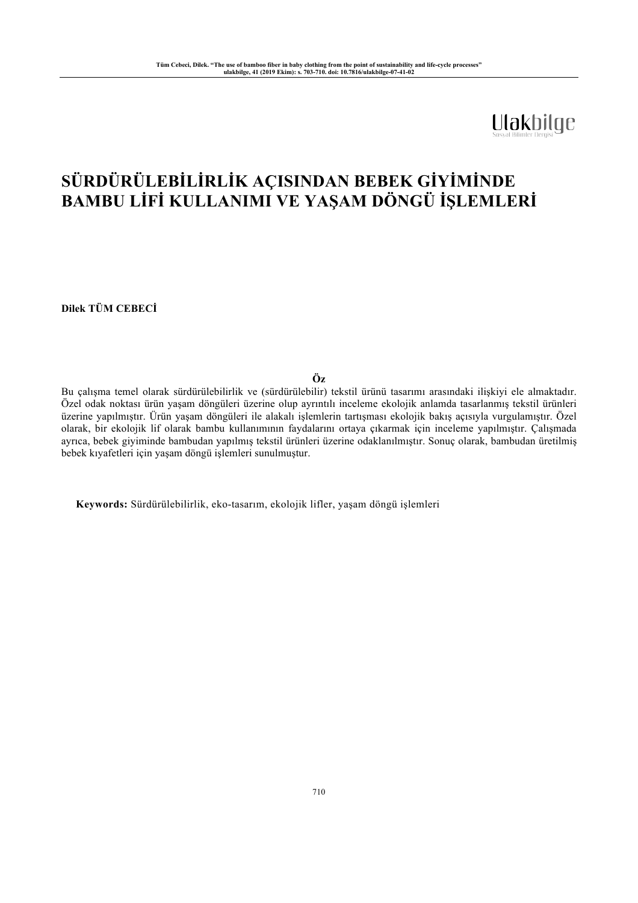# SÜRDÜRÜLEBİLİRLİK AÇISINDAN BEBEK GİYİMİNDE BAMBU LİFİ KULLANIMI VE YAŞAM DÖNGÜ İŞLEMLERİ

**Dilek TÜM CEBECİ**

**Öz**

Bu çalışma temel olarak sürdürülebilirlik ve (sürdürülebilir) tekstil ürünü tasarımı arasındaki ilişkiyi ele almaktadır. Özel odak noktası ürün yaşam döngüleri üzerine olup ayrıntılı inceleme ekolojik anlamda tasarlanmış tekstil ürünleri üzerine yapılmıştır. Ürün yaşam döngüleri ile alakalı işlemlerin tartışması ekolojik bakış açısıyla vurgulamıştır. Özel olarak, bir ekolojik lif olarak bambu kullanımının faydalarını ortaya çıkarmak için inceleme yapılmıştır. Çalışmada ayrıca, bebek giyiminde bambudan yapılmış tekstil ürünleri üzerine odaklanılmıştır. Sonuç olarak, bambudan üretilmiş bebek kıyafetleri için yaşam döngü işlemleri sunulmuştur.

**Keywords:** Sürdürülebilirlik, eko-tasarım, ekolojik lifler, yaşam döngü işlemleri